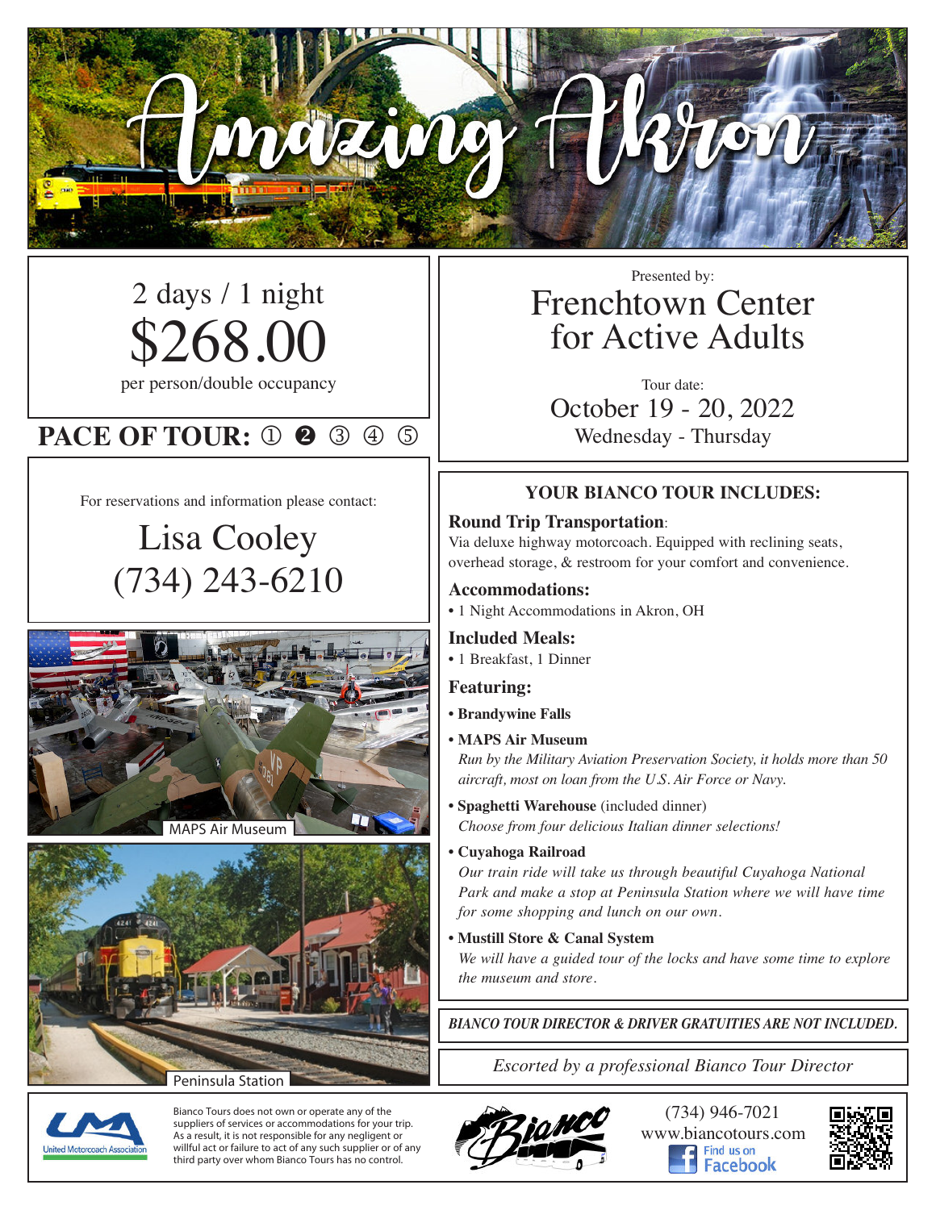# Amazing Akron

2 days / 1 night

## $268.00

per person/double occupancy

**PACE OF TOUR:** ① ❷ ③ ④ ⑤

For reservations and information please contact:

## Lisa Cooley
## (734) 243-6210

MAPS Air Museum

Peninsula Station

Presented by:

## Frenchtown Center for Active Adults

Tour date:

### October 19 - 20, 2022

Wednesday - Thursday

### YOUR BIANCO TOUR INCLUDES:

**Round Trip Transportation**:
Via deluxe highway motorcoach. Equipped with reclining seats, overhead storage, & restroom for your comfort and convenience.

**Accommodations:**
- 1 Night Accommodations in Akron, OH

**Included Meals:**
- 1 Breakfast, 1 Dinner

**Featuring:**
- **Brandywine Falls**
- **MAPS Air Museum**
  *Run by the Military Aviation Preservation Society, it holds more than 50 aircraft, most on loan from the U.S. Air Force or Navy.*
- **Spaghetti Warehouse** (included dinner)
  *Choose from four delicious Italian dinner selections!*
- **Cuyahoga Railroad**
  *Our train ride will take us through beautiful Cuyahoga National Park and make a stop at Peninsula Station where we will have time for some shopping and lunch on our own.*
- **Mustill Store & Canal System**
  *We will have a guided tour of the locks and have some time to explore the museum and store.*

***BIANCO TOUR DIRECTOR & DRIVER GRATUITIES ARE NOT INCLUDED.***

*Escorted by a professional Bianco Tour Director*

United Motorcoach Association

Bianco Tours does not own or operate any of the suppliers of services or accommodations for your trip. As a result, it is not responsible for any negligent or willful act or failure to act of any such supplier or of any third party over whom Bianco Tours has no control.

Bianco

(734) 946-7021
www.biancotours.com
Find us on Facebook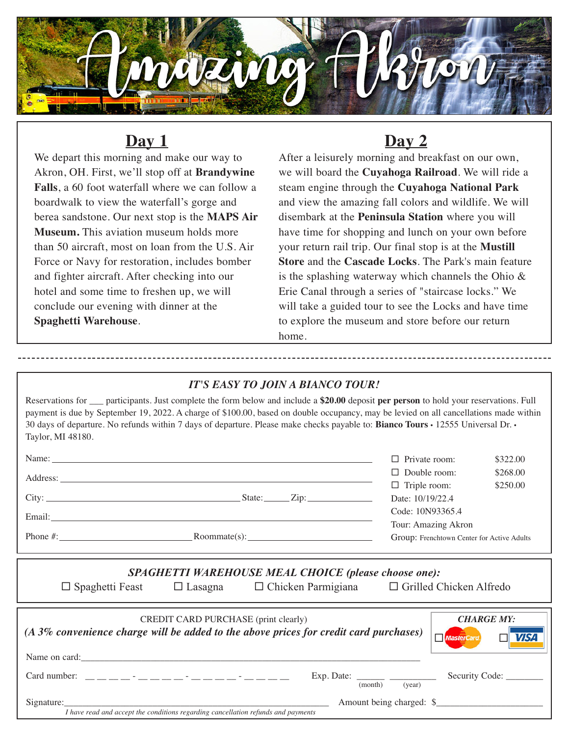# Amazing Akron

## Day 1

We depart this morning and make our way to Akron, OH. First, we'll stop off at **Brandywine Falls**, a 60 foot waterfall where we can follow a boardwalk to view the waterfall's gorge and berea sandstone. Our next stop is the **MAPS Air Museum.** This aviation museum holds more than 50 aircraft, most on loan from the U.S. Air Force or Navy for restoration, includes bomber and fighter aircraft. After checking into our hotel and some time to freshen up, we will conclude our evening with dinner at the **Spaghetti Warehouse**.

## Day 2

After a leisurely morning and breakfast on our own, we will board the **Cuyahoga Railroad**. We will ride a steam engine through the **Cuyahoga National Park** and view the amazing fall colors and wildlife. We will disembark at the **Peninsula Station** where you will have time for shopping and lunch on your own before your return rail trip. Our final stop is at the **Mustill Store** and the **Cascade Locks**. The Park's main feature is the splashing waterway which channels the Ohio & Erie Canal through a series of "staircase locks." We will take a guided tour to see the Locks and have time to explore the museum and store before our return home.

---

### *IT'S EASY TO JOIN A BIANCO TOUR!*

Reservations for ___ participants. Just complete the form below and include a **$20.00** deposit **per person** to hold your reservations. Full payment is due by September 19, 2022. A charge of $100.00, based on double occupancy, may be levied on all cancellations made within 30 days of departure. No refunds within 7 days of departure. Please make checks payable to: **Bianco Tours** • 12555 Universal Dr. • Taylor, MI 48180.

Name: ____________________

Address: ____________________

City: ____________________ State: ______ Zip: ____________

Email: ____________________

Phone #: ____________________ Roommate(s): ____________________

☐ Private room: $322.00
☐ Double room: $268.00
☐ Triple room: $250.00

Date: 10/19/22.4
Code: 10N93365.4
Tour: Amazing Akron
Group: Frenchtown Center for Active Adults

### *SPAGHETTI WAREHOUSE MEAL CHOICE (please choose one):*

☐ Spaghetti Feast ☐ Lasagna ☐ Chicken Parmigiana ☐ Grilled Chicken Alfredo

CREDIT CARD PURCHASE (print clearly)
***(A 3% convenience charge will be added to the above prices for credit card purchases)***

***CHARGE MY:*** ☐ MasterCard ☐ VISA

Name on card: ____________________

Card number: _ _ _ _ - _ _ _ _ - _ _ _ _ - _ _ _ _ Exp. Date: ______ (month) ______ (year) Security Code: ________

Signature: ____________________ Amount being charged: $____________________

*I have read and accept the conditions regarding cancellation refunds and payments*